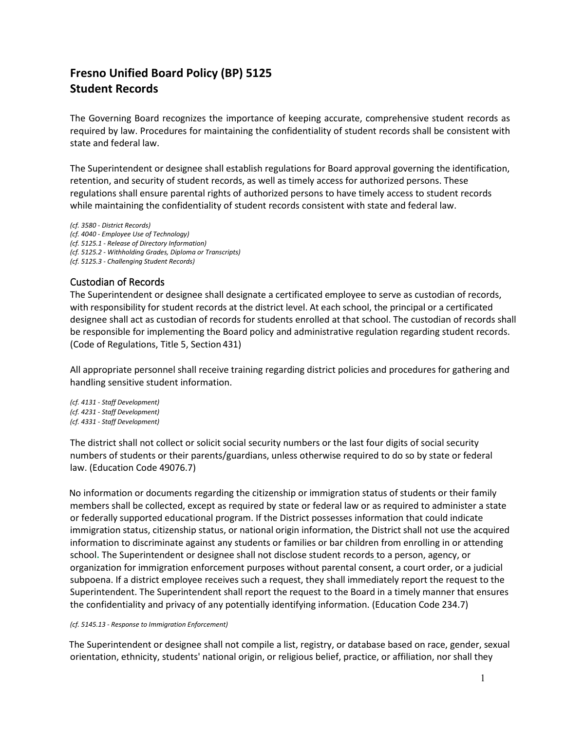# Fresno Unified Board Policy (BP) 5125
# Student Records

The Governing Board recognizes the importance of keeping accurate, comprehensive student records as required by law. Procedures for maintaining the confidentiality of student records shall be consistent with state and federal law.

The Superintendent or designee shall establish regulations for Board approval governing the identification, retention, and security of student records, as well as timely access for authorized persons. These regulations shall ensure parental rights of authorized persons to have timely access to student records while maintaining the confidentiality of student records consistent with state and federal law.

*(cf. 3580 - District Records)*
*(cf. 4040 - Employee Use of Technology)*
*(cf. 5125.1 - Release of Directory Information)*
*(cf. 5125.2 - Withholding Grades, Diploma or Transcripts)*
*(cf. 5125.3 - Challenging Student Records)*

## Custodian of Records

The Superintendent or designee shall designate a certificated employee to serve as custodian of records, with responsibility for student records at the district level. At each school, the principal or a certificated designee shall act as custodian of records for students enrolled at that school. The custodian of records shall be responsible for implementing the Board policy and administrative regulation regarding student records. (Code of Regulations, Title 5, Section 431)

All appropriate personnel shall receive training regarding district policies and procedures for gathering and handling sensitive student information.

*(cf. 4131 - Staff Development)*
*(cf. 4231 - Staff Development)*
*(cf. 4331 - Staff Development)*

The district shall not collect or solicit social security numbers or the last four digits of social security numbers of students or their parents/guardians, unless otherwise required to do so by state or federal law. (Education Code 49076.7)

No information or documents regarding the citizenship or immigration status of students or their family members shall be collected, except as required by state or federal law or as required to administer a state or federally supported educational program. If the District possesses information that could indicate immigration status, citizenship status, or national origin information, the District shall not use the acquired information to discriminate against any students or families or bar children from enrolling in or attending school. The Superintendent or designee shall not disclose student records to a person, agency, or organization for immigration enforcement purposes without parental consent, a court order, or a judicial subpoena. If a district employee receives such a request, they shall immediately report the request to the Superintendent. The Superintendent shall report the request to the Board in a timely manner that ensures the confidentiality and privacy of any potentially identifying information. (Education Code 234.7)

*(cf. 5145.13 - Response to Immigration Enforcement)*

The Superintendent or designee shall not compile a list, registry, or database based on race, gender, sexual orientation, ethnicity, students' national origin, or religious belief, practice, or affiliation, nor shall they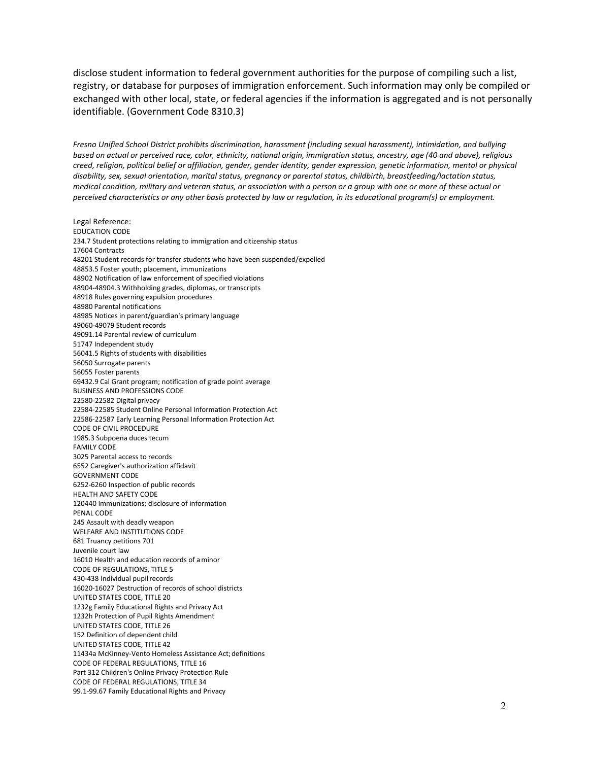disclose student information to federal government authorities for the purpose of compiling such a list, registry, or database for purposes of immigration enforcement. Such information may only be compiled or exchanged with other local, state, or federal agencies if the information is aggregated and is not personally identifiable. (Government Code 8310.3)

*Fresno Unified School District prohibits discrimination, harassment (including sexual harassment), intimidation, and bullying based on actual or perceived race, color, ethnicity, national origin, immigration status, ancestry, age (40 and above), religious creed, religion, political belief or affiliation, gender, gender identity, gender expression, genetic information, mental or physical disability, sex, sexual orientation, marital status, pregnancy or parental status, childbirth, breastfeeding/lactation status, medical condition, military and veteran status, or association with a person or a group with one or more of these actual or perceived characteristics or any other basis protected by law or regulation, in its educational program(s) or employment.*

Legal Reference:
EDUCATION CODE
234.7 Student protections relating to immigration and citizenship status
17604 Contracts
48201 Student records for transfer students who have been suspended/expelled
48853.5 Foster youth; placement, immunizations
48902 Notification of law enforcement of specified violations
48904-48904.3 Withholding grades, diplomas, or transcripts
48918 Rules governing expulsion procedures
48980 Parental notifications
48985 Notices in parent/guardian's primary language
49060-49079 Student records
49091.14 Parental review of curriculum
51747 Independent study
56041.5 Rights of students with disabilities
56050 Surrogate parents
56055 Foster parents
69432.9 Cal Grant program; notification of grade point average
BUSINESS AND PROFESSIONS CODE
22580-22582 Digital privacy
22584-22585 Student Online Personal Information Protection Act
22586-22587 Early Learning Personal Information Protection Act
CODE OF CIVIL PROCEDURE
1985.3 Subpoena duces tecum
FAMILY CODE
3025 Parental access to records
6552 Caregiver's authorization affidavit
GOVERNMENT CODE
6252-6260 Inspection of public records
HEALTH AND SAFETY CODE
120440 Immunizations; disclosure of information
PENAL CODE
245 Assault with deadly weapon
WELFARE AND INSTITUTIONS CODE
681 Truancy petitions 701
Juvenile court law
16010 Health and education records of a minor
CODE OF REGULATIONS, TITLE 5
430-438 Individual pupil records
16020-16027 Destruction of records of school districts
UNITED STATES CODE, TITLE 20
1232g Family Educational Rights and Privacy Act
1232h Protection of Pupil Rights Amendment
UNITED STATES CODE, TITLE 26
152 Definition of dependent child
UNITED STATES CODE, TITLE 42
11434a McKinney-Vento Homeless Assistance Act; definitions
CODE OF FEDERAL REGULATIONS, TITLE 16
Part 312 Children's Online Privacy Protection Rule
CODE OF FEDERAL REGULATIONS, TITLE 34
99.1-99.67 Family Educational Rights and Privacy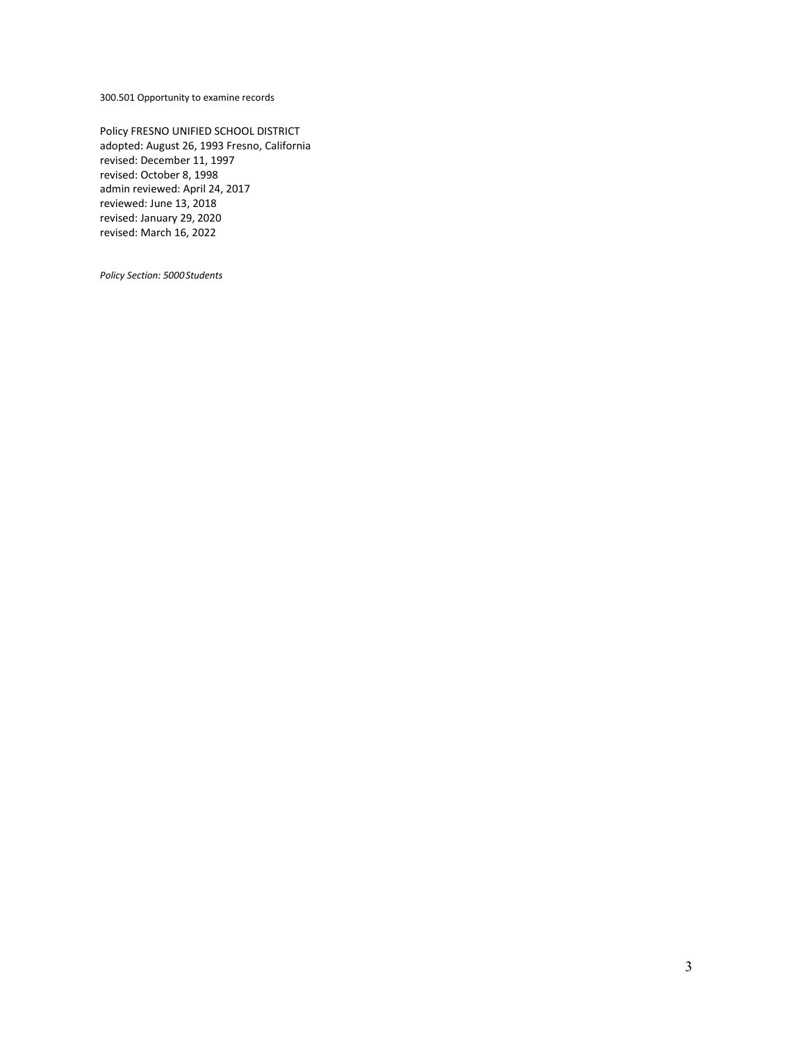300.501 Opportunity to examine records

Policy FRESNO UNIFIED SCHOOL DISTRICT
adopted: August 26, 1993 Fresno, California
revised: December 11, 1997
revised: October 8, 1998
admin reviewed: April 24, 2017
reviewed: June 13, 2018
revised: January 29, 2020
revised: March 16, 2022

*Policy Section: 5000 Students*